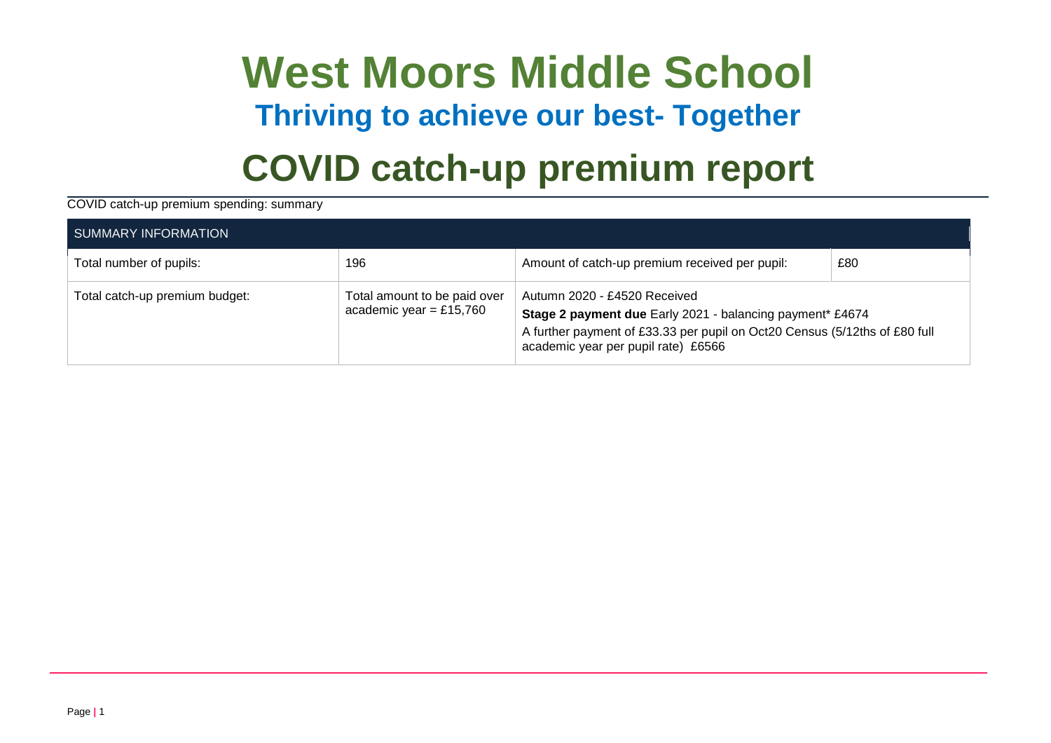# West Moors Middle School

## Thriving to achieve our best- Together

# COVID catch-up premium report

COVID catch-up premium spending: summary

| SUMMARY INFORMATION | | | |
|---|---|---|---|
| Total number of pupils: | 196 | Amount of catch-up premium received per pupil: | £80 |
| Total catch-up premium budget: | Total amount to be paid over academic year = £15,760 | Autumn 2020 - £4520 Received<br>**Stage 2 payment due** Early 2021 - balancing payment* £4674<br>A further payment of £33.33 per pupil on Oct20 Census (5/12ths of £80 full academic year per pupil rate) £6566 | |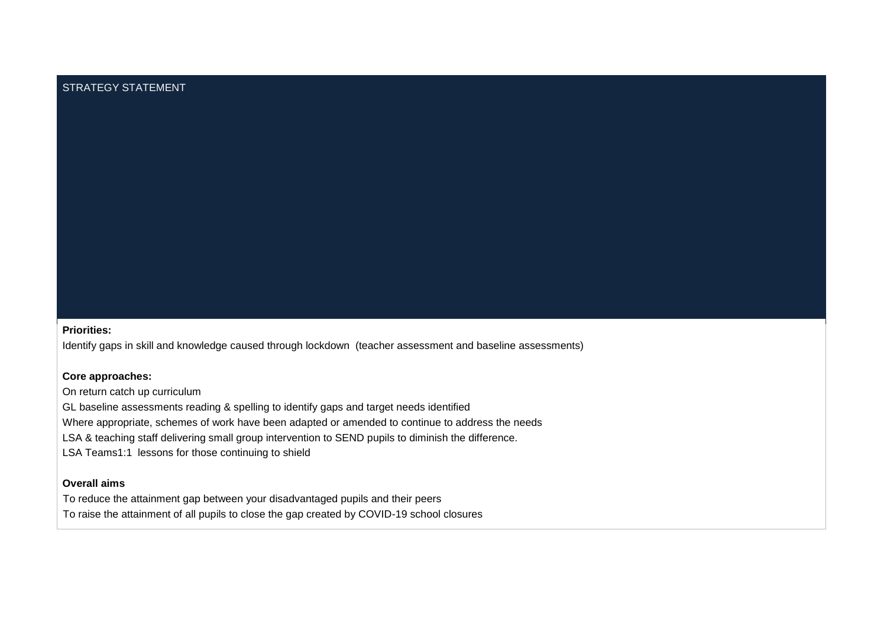STRATEGY STATEMENT

**Priorities:**

Identify gaps in skill and knowledge caused through lockdown (teacher assessment and baseline assessments)

**Core approaches:**

On return catch up curriculum

GL baseline assessments reading & spelling to identify gaps and target needs identified

Where appropriate, schemes of work have been adapted or amended to continue to address the needs

LSA & teaching staff delivering small group intervention to SEND pupils to diminish the difference.

LSA Teams1:1 lessons for those continuing to shield

**Overall aims**

To reduce the attainment gap between your disadvantaged pupils and their peers

To raise the attainment of all pupils to close the gap created by COVID-19 school closures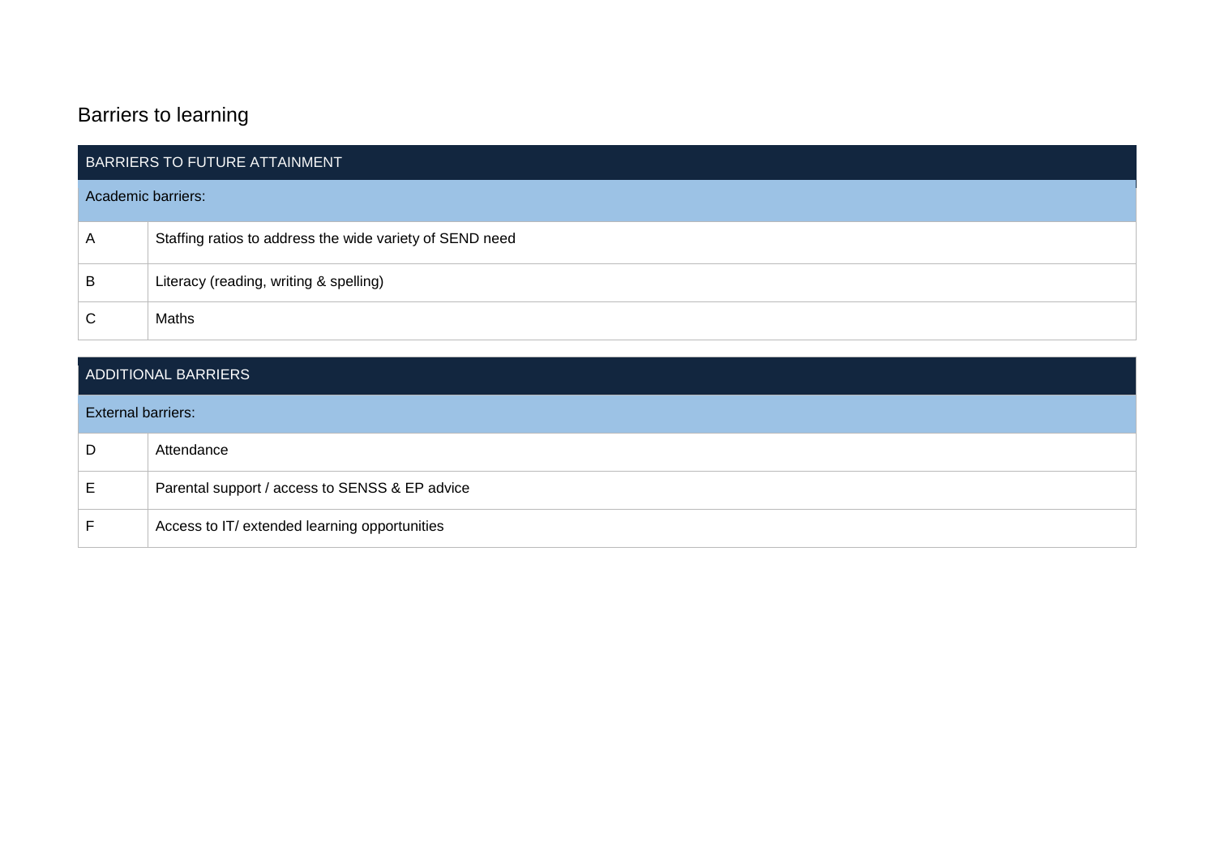## Barriers to learning

| BARRIERS TO FUTURE ATTAINMENT | |
|---|---|
| Academic barriers: | |
| A | Staffing ratios to address the wide variety of SEND need |
| B | Literacy (reading, writing & spelling) |
| C | Maths |

| ADDITIONAL BARRIERS | |
|---|---|
| External barriers: | |
| D | Attendance |
| E | Parental support / access to SENSS & EP advice |
| F | Access to IT/ extended learning opportunities |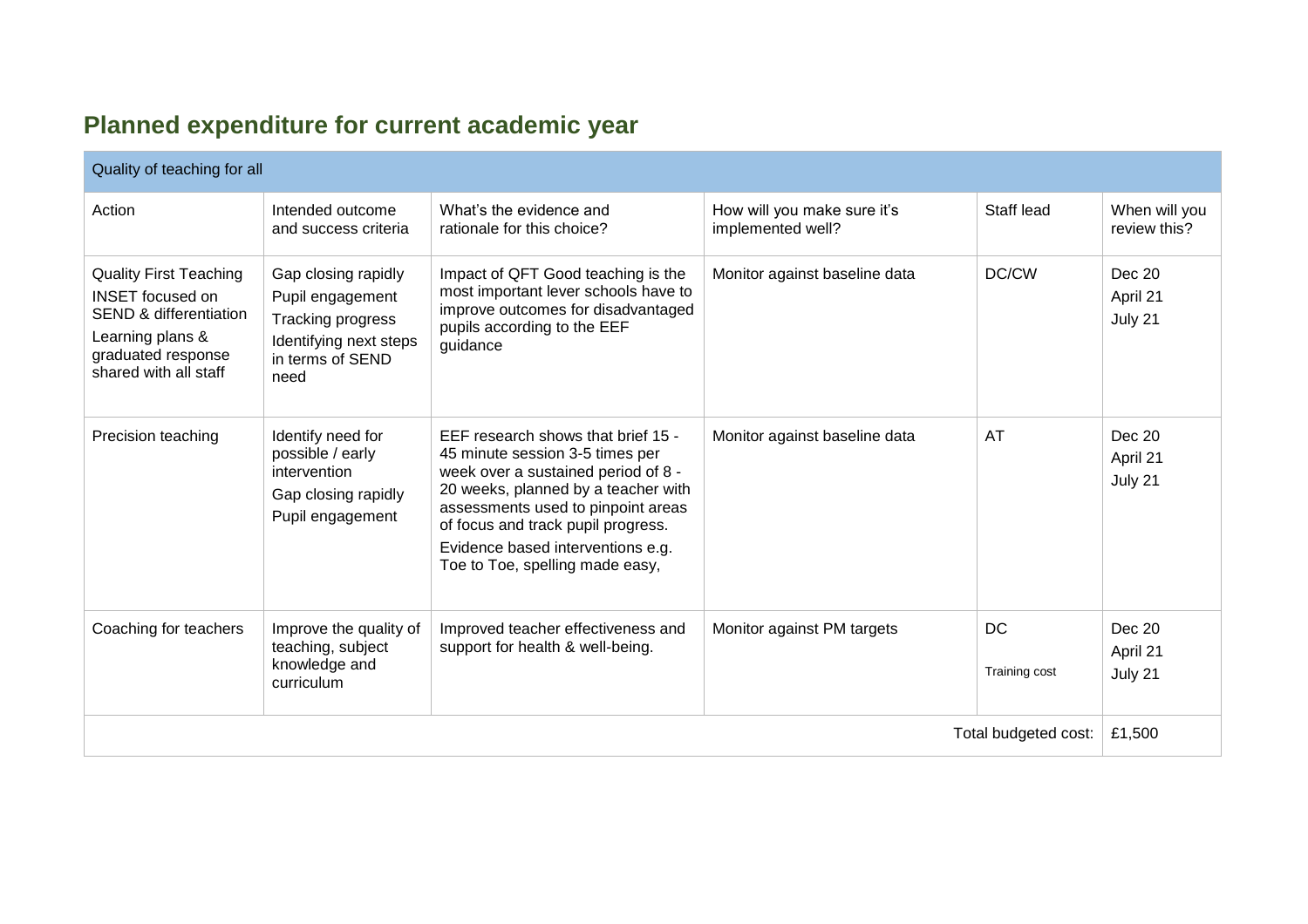## Planned expenditure for current academic year

| Quality of teaching for all | | | | | |
|---|---|---|---|---|---|
| Action | Intended outcome and success criteria | What's the evidence and rationale for this choice? | How will you make sure it's implemented well? | Staff lead | When will you review this? |
| Quality First Teaching INSET focused on SEND & differentiation<br>Learning plans & graduated response shared with all staff | Gap closing rapidly<br>Pupil engagement<br>Tracking progress<br>Identifying next steps in terms of SEND need | Impact of QFT Good teaching is the most important lever schools have to improve outcomes for disadvantaged pupils according to the EEF guidance | Monitor against baseline data | DC/CW | Dec 20<br>April 21<br>July 21 |
| Precision teaching | Identify need for possible / early intervention<br>Gap closing rapidly<br>Pupil engagement | EEF research shows that brief 15 - 45 minute session 3-5 times per week over a sustained period of 8 - 20 weeks, planned by a teacher with assessments used to pinpoint areas of focus and track pupil progress.<br>Evidence based interventions e.g. Toe to Toe, spelling made easy, | Monitor against baseline data | AT | Dec 20<br>April 21<br>July 21 |
| Coaching for teachers | Improve the quality of teaching, subject knowledge and curriculum | Improved teacher effectiveness and support for health & well-being. | Monitor against PM targets | DC<br>Training cost | Dec 20<br>April 21<br>July 21 |
| | | | | Total budgeted cost: | £1,500 |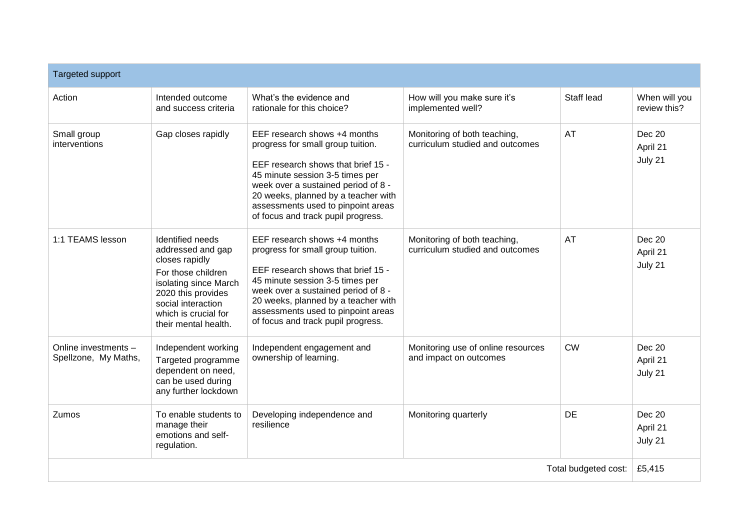| Targeted support | | | | | |
|---|---|---|---|---|---|
| Action | Intended outcome and success criteria | What's the evidence and rationale for this choice? | How will you make sure it's implemented well? | Staff lead | When will you review this? |
| Small group interventions | Gap closes rapidly | EEF research shows +4 months progress for small group tuition.<br><br>EEF research shows that brief 15 - 45 minute session 3-5 times per week over a sustained period of 8 - 20 weeks, planned by a teacher with assessments used to pinpoint areas of focus and track pupil progress. | Monitoring of both teaching, curriculum studied and outcomes | AT | Dec 20<br>April 21<br>July 21 |
| 1:1 TEAMS lesson | Identified needs addressed and gap closes rapidly<br>For those children isolating since March 2020 this provides social interaction which is crucial for their mental health. | EEF research shows +4 months progress for small group tuition.<br><br>EEF research shows that brief 15 - 45 minute session 3-5 times per week over a sustained period of 8 - 20 weeks, planned by a teacher with assessments used to pinpoint areas of focus and track pupil progress. | Monitoring of both teaching, curriculum studied and outcomes | AT | Dec 20<br>April 21<br>July 21 |
| Online investments – Spellzone, My Maths, | Independent working<br>Targeted programme dependent on need, can be used during any further lockdown | Independent engagement and ownership of learning. | Monitoring use of online resources and impact on outcomes | CW | Dec 20<br>April 21<br>July 21 |
| Zumos | To enable students to manage their emotions and self-regulation. | Developing independence and resilience | Monitoring quarterly | DE | Dec 20<br>April 21<br>July 21 |
| | | | | Total budgeted cost: | £5,415 |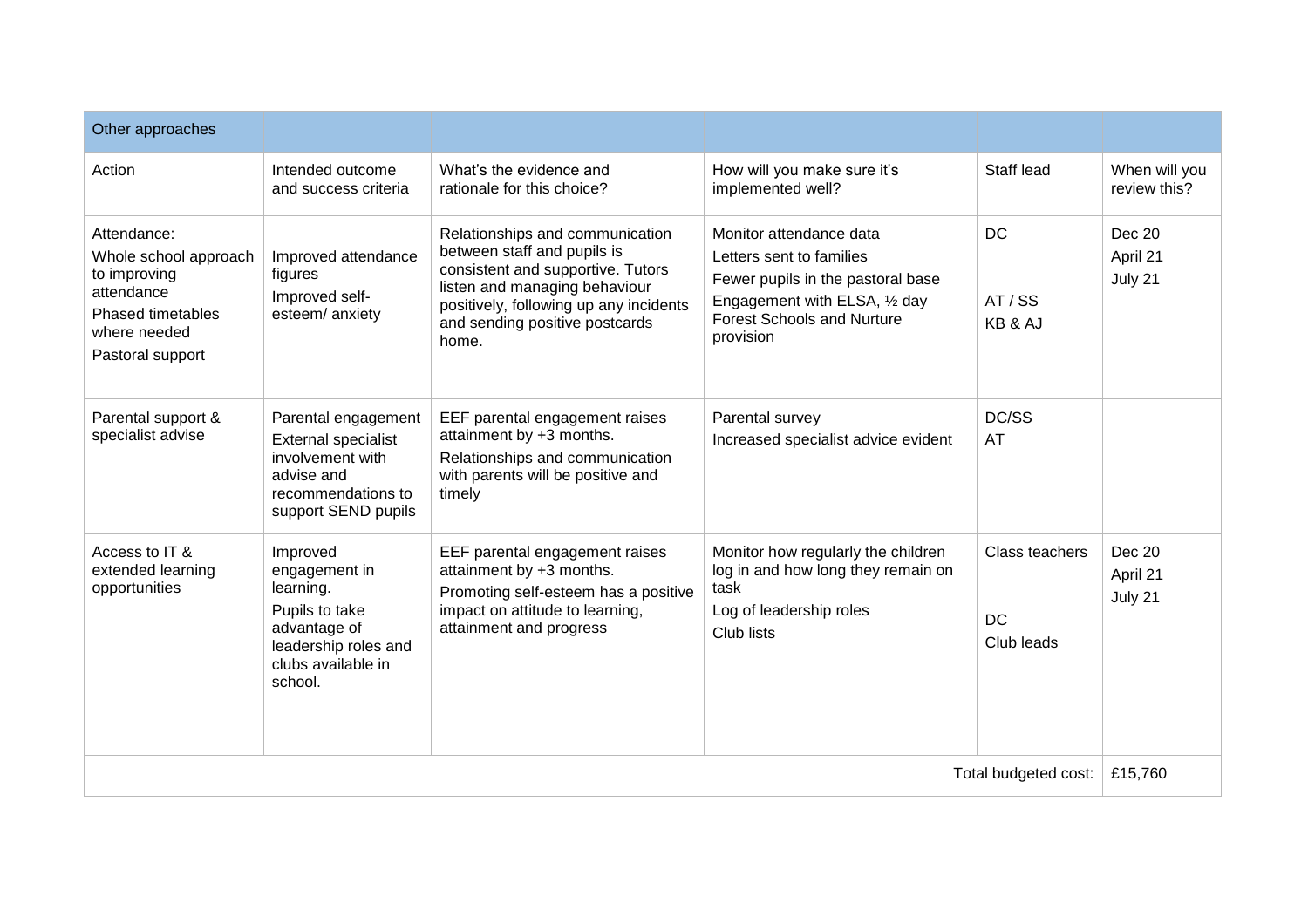| Other approaches | | | | | |
|---|---|---|---|---|---|
| Action | Intended outcome and success criteria | What's the evidence and rationale for this choice? | How will you make sure it's implemented well? | Staff lead | When will you review this? |
| Attendance:<br>Whole school approach to improving attendance<br>Phased timetables where needed<br>Pastoral support | Improved attendance figures<br>Improved self-esteem/ anxiety | Relationships and communication between staff and pupils is consistent and supportive. Tutors listen and managing behaviour positively, following up any incidents and sending positive postcards home. | Monitor attendance data<br>Letters sent to families<br>Fewer pupils in the pastoral base<br>Engagement with ELSA, ½ day Forest Schools and Nurture provision | DC<br><br>AT / SS<br>KB & AJ | Dec 20<br>April 21<br>July 21 |
| Parental support & specialist advise | Parental engagement<br>External specialist involvement with advise and recommendations to support SEND pupils | EEF parental engagement raises attainment by +3 months.<br>Relationships and communication with parents will be positive and timely | Parental survey<br>Increased specialist advice evident | DC/SS<br>AT | |
| Access to IT & extended learning opportunities | Improved engagement in learning.<br>Pupils to take advantage of leadership roles and clubs available in school. | EEF parental engagement raises attainment by +3 months.<br>Promoting self-esteem has a positive impact on attitude to learning, attainment and progress | Monitor how regularly the children log in and how long they remain on task<br>Log of leadership roles<br>Club lists | Class teachers<br><br>DC<br>Club leads | Dec 20<br>April 21<br>July 21 |
| | | | | Total budgeted cost: | £15,760 |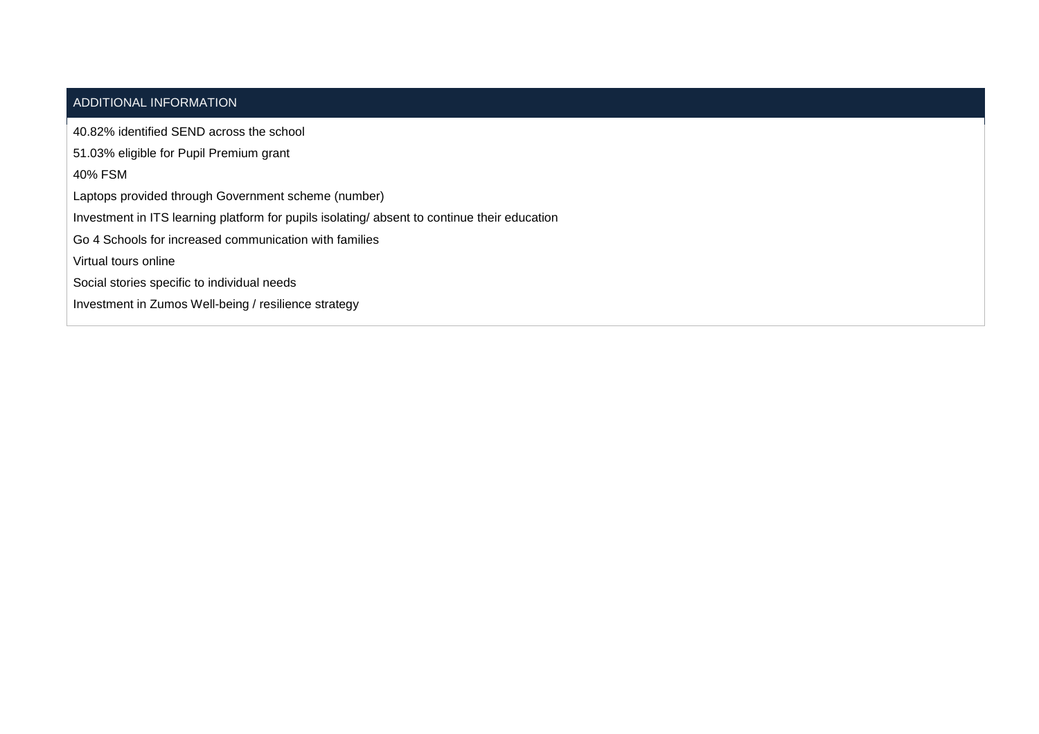| ADDITIONAL INFORMATION |
| --- |
| 40.82% identified SEND across the school<br>51.03% eligible for Pupil Premium grant<br>40% FSM<br>Laptops provided through Government scheme (number)<br>Investment in ITS learning platform for pupils isolating/ absent to continue their education<br>Go 4 Schools for increased communication with families<br>Virtual tours online<br>Social stories specific to individual needs<br>Investment in Zumos Well-being / resilience strategy |